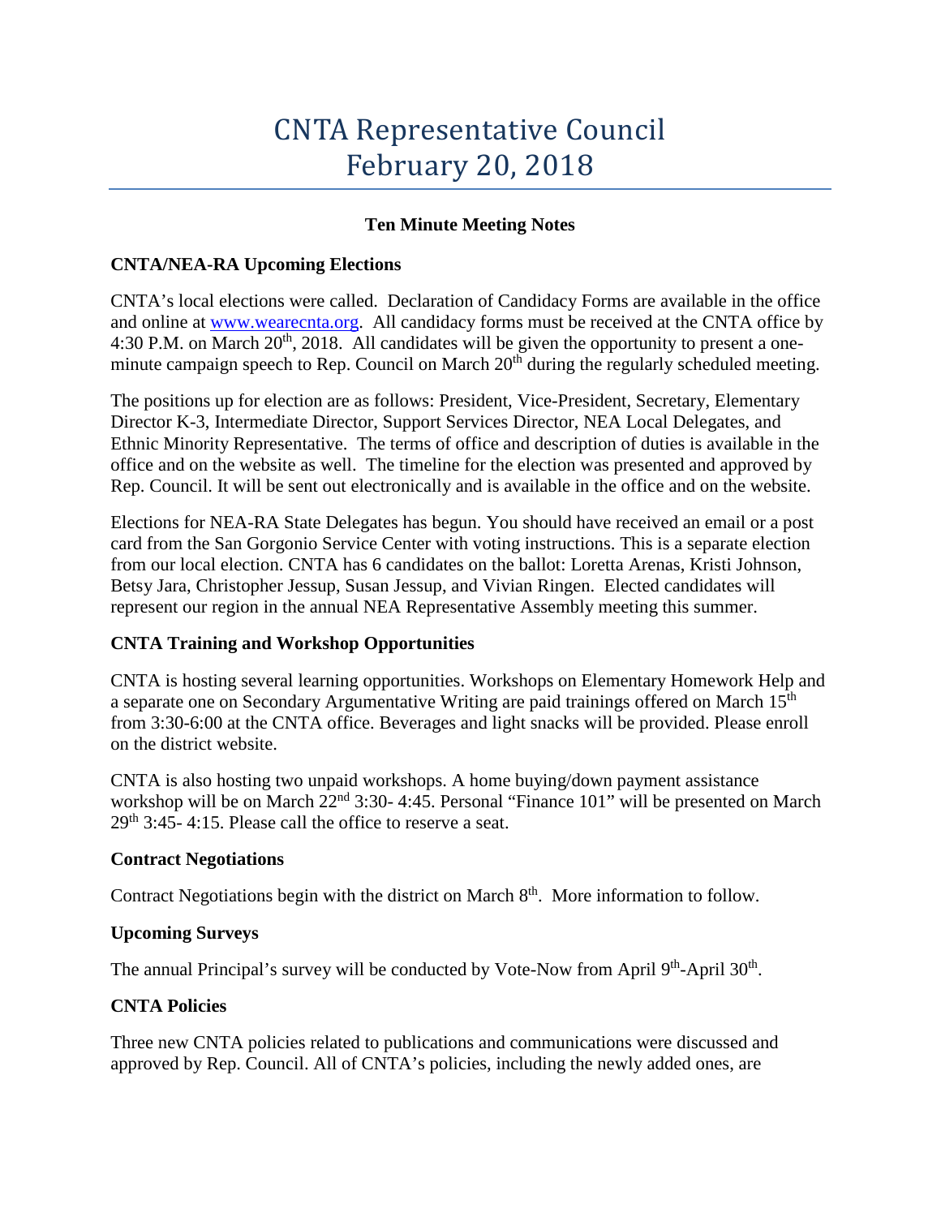# CNTA Representative Council February 20, 2018

**Ten Minute Meeting Notes**

**CNTA/NEA-RA Upcoming Elections**

CNTA's local elections were called. Declaration of Candidacy Forms are available in the office and online at www.wearecnta.org. All candidacy forms must be received at the CNTA office by 4:30 P.M. on March 20th, 2018. All candidates will be given the opportunity to present a one-minute campaign speech to Rep. Council on March 20th during the regularly scheduled meeting.

The positions up for election are as follows: President, Vice-President, Secretary, Elementary Director K-3, Intermediate Director, Support Services Director, NEA Local Delegates, and Ethnic Minority Representative. The terms of office and description of duties is available in the office and on the website as well. The timeline for the election was presented and approved by Rep. Council. It will be sent out electronically and is available in the office and on the website.

Elections for NEA-RA State Delegates has begun. You should have received an email or a post card from the San Gorgonio Service Center with voting instructions. This is a separate election from our local election. CNTA has 6 candidates on the ballot: Loretta Arenas, Kristi Johnson, Betsy Jara, Christopher Jessup, Susan Jessup, and Vivian Ringen. Elected candidates will represent our region in the annual NEA Representative Assembly meeting this summer.

**CNTA Training and Workshop Opportunities**

CNTA is hosting several learning opportunities. Workshops on Elementary Homework Help and a separate one on Secondary Argumentative Writing are paid trainings offered on March 15th from 3:30-6:00 at the CNTA office. Beverages and light snacks will be provided. Please enroll on the district website.

CNTA is also hosting two unpaid workshops. A home buying/down payment assistance workshop will be on March 22nd 3:30- 4:45. Personal "Finance 101" will be presented on March 29th 3:45- 4:15. Please call the office to reserve a seat.

**Contract Negotiations**

Contract Negotiations begin with the district on March 8th. More information to follow.

**Upcoming Surveys**

The annual Principal's survey will be conducted by Vote-Now from April 9th-April 30th.

**CNTA Policies**

Three new CNTA policies related to publications and communications were discussed and approved by Rep. Council. All of CNTA's policies, including the newly added ones, are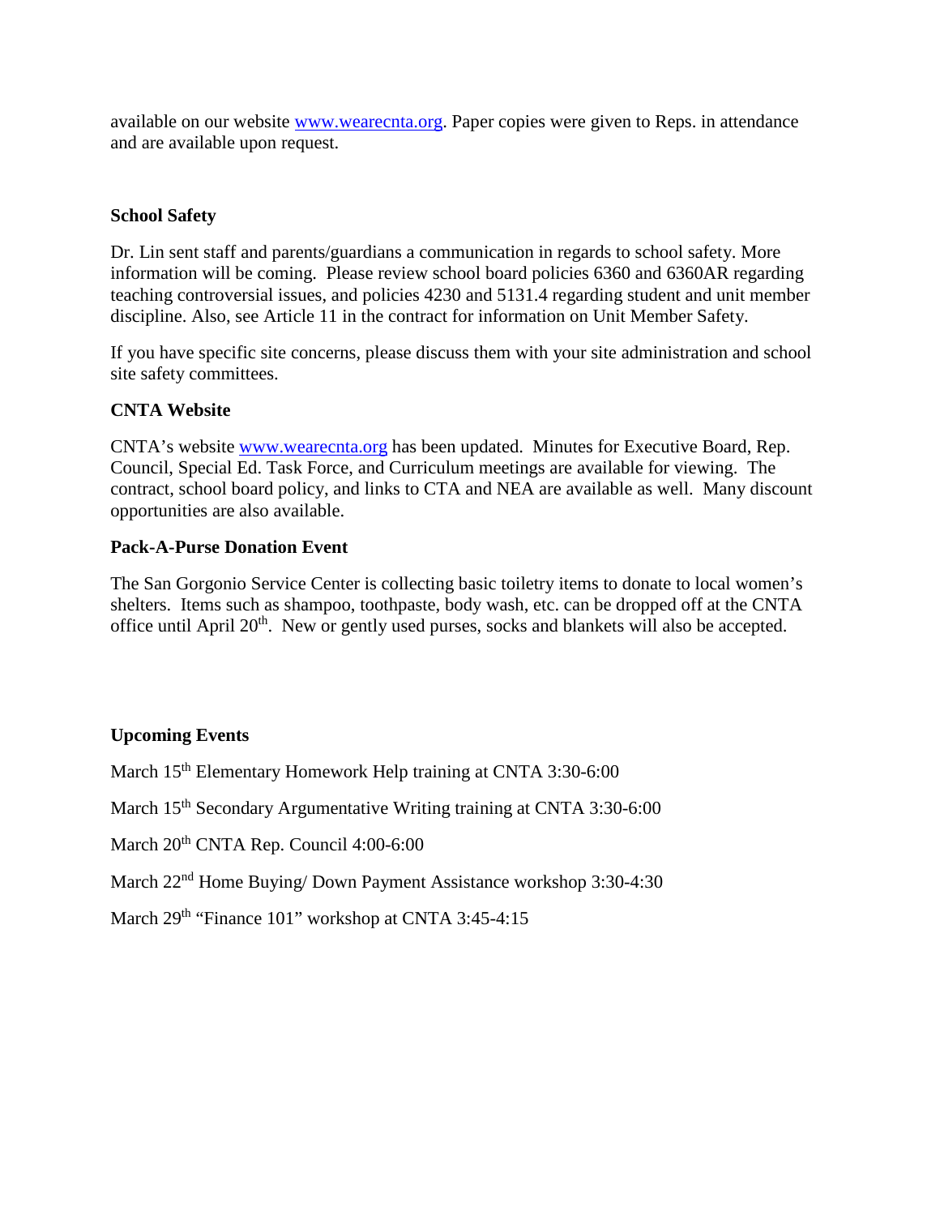available on our website www.wearecnta.org. Paper copies were given to Reps. in attendance and are available upon request.

**School Safety**

Dr. Lin sent staff and parents/guardians a communication in regards to school safety. More information will be coming. Please review school board policies 6360 and 6360AR regarding teaching controversial issues, and policies 4230 and 5131.4 regarding student and unit member discipline. Also, see Article 11 in the contract for information on Unit Member Safety.

If you have specific site concerns, please discuss them with your site administration and school site safety committees.

**CNTA Website**

CNTA's website www.wearecnta.org has been updated. Minutes for Executive Board, Rep. Council, Special Ed. Task Force, and Curriculum meetings are available for viewing. The contract, school board policy, and links to CTA and NEA are available as well. Many discount opportunities are also available.

**Pack-A-Purse Donation Event**

The San Gorgonio Service Center is collecting basic toiletry items to donate to local women's shelters. Items such as shampoo, toothpaste, body wash, etc. can be dropped off at the CNTA office until April 20th. New or gently used purses, socks and blankets will also be accepted.

**Upcoming Events**

March 15th Elementary Homework Help training at CNTA 3:30-6:00

March 15th Secondary Argumentative Writing training at CNTA 3:30-6:00

March 20th CNTA Rep. Council 4:00-6:00

March 22nd Home Buying/ Down Payment Assistance workshop 3:30-4:30

March 29th "Finance 101" workshop at CNTA 3:45-4:15